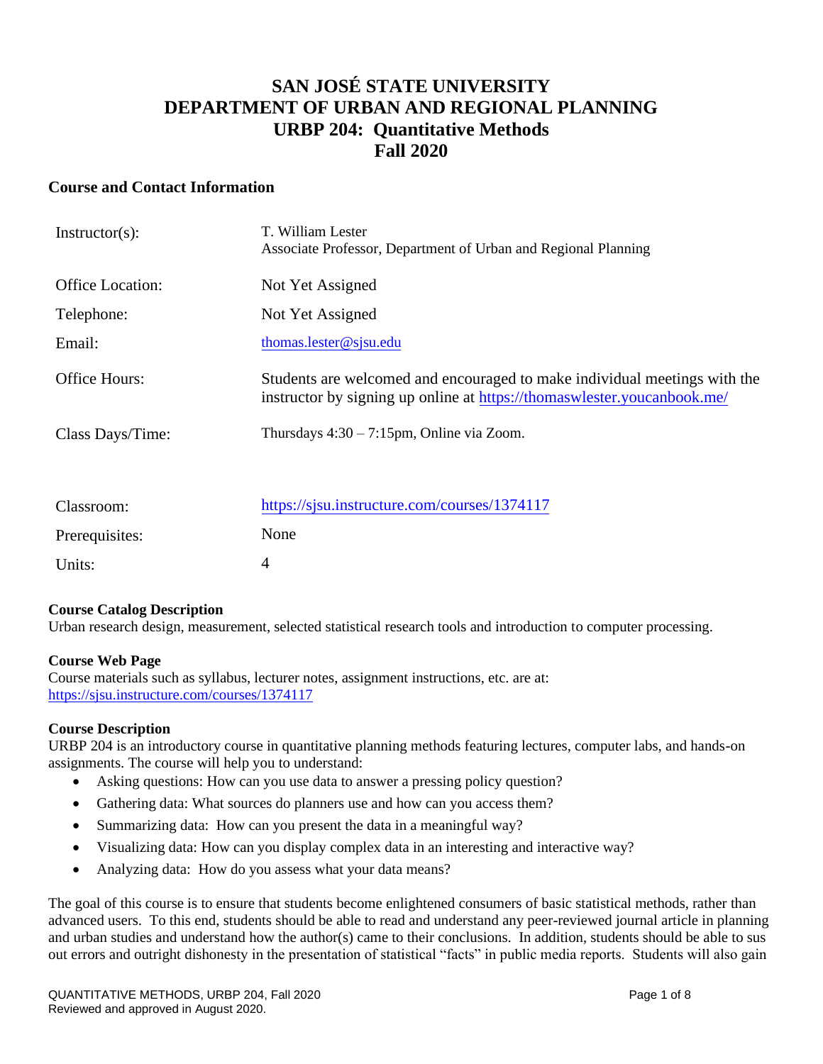# SAN JOSÉ STATE UNIVERSITY
# DEPARTMENT OF URBAN AND REGIONAL PLANNING
# URBP 204: Quantitative Methods
# Fall 2020

## Course and Contact Information

| | |
|---|---|
| Instructor(s): | T. William Lester<br>Associate Professor, Department of Urban and Regional Planning |
| Office Location: | Not Yet Assigned |
| Telephone: | Not Yet Assigned |
| Email: | thomas.lester@sjsu.edu |
| Office Hours: | Students are welcomed and encouraged to make individual meetings with the instructor by signing up online at https://thomaswlester.youcanbook.me/ |
| Class Days/Time: | Thursdays 4:30 – 7:15pm, Online via Zoom. |
| Classroom: | https://sjsu.instructure.com/courses/1374117 |
| Prerequisites: | None |
| Units: | 4 |

### Course Catalog Description

Urban research design, measurement, selected statistical research tools and introduction to computer processing.

### Course Web Page

Course materials such as syllabus, lecturer notes, assignment instructions, etc. are at:
https://sjsu.instructure.com/courses/1374117

### Course Description

URBP 204 is an introductory course in quantitative planning methods featuring lectures, computer labs, and hands-on assignments. The course will help you to understand:

- Asking questions: How can you use data to answer a pressing policy question?
- Gathering data: What sources do planners use and how can you access them?
- Summarizing data: How can you present the data in a meaningful way?
- Visualizing data: How can you display complex data in an interesting and interactive way?
- Analyzing data: How do you assess what your data means?

The goal of this course is to ensure that students become enlightened consumers of basic statistical methods, rather than advanced users. To this end, students should be able to read and understand any peer-reviewed journal article in planning and urban studies and understand how the author(s) came to their conclusions. In addition, students should be able to sus out errors and outright dishonesty in the presentation of statistical "facts" in public media reports. Students will also gain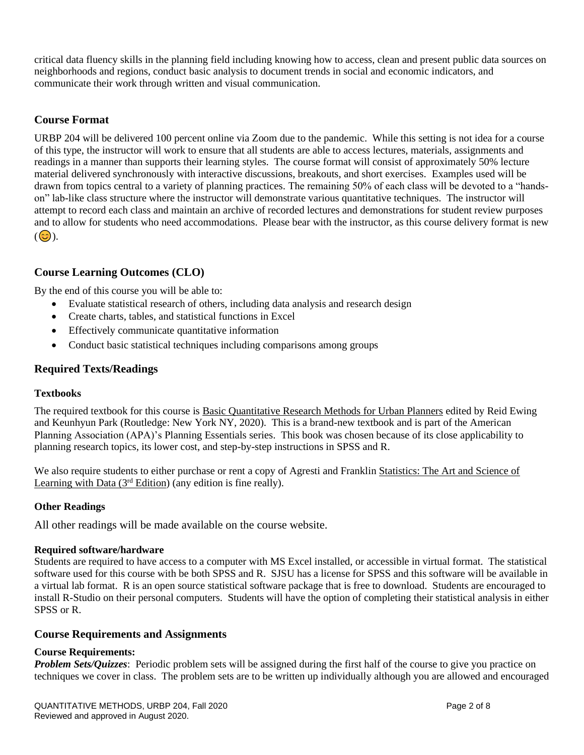critical data fluency skills in the planning field including knowing how to access, clean and present public data sources on neighborhoods and regions, conduct basic analysis to document trends in social and economic indicators, and communicate their work through written and visual communication.

## Course Format

URBP 204 will be delivered 100 percent online via Zoom due to the pandemic. While this setting is not idea for a course of this type, the instructor will work to ensure that all students are able to access lectures, materials, assignments and readings in a manner than supports their learning styles. The course format will consist of approximately 50% lecture material delivered synchronously with interactive discussions, breakouts, and short exercises. Examples used will be drawn from topics central to a variety of planning practices. The remaining 50% of each class will be devoted to a "hands-on" lab-like class structure where the instructor will demonstrate various quantitative techniques. The instructor will attempt to record each class and maintain an archive of recorded lectures and demonstrations for student review purposes and to allow for students who need accommodations. Please bear with the instructor, as this course delivery format is new (😊).

## Course Learning Outcomes (CLO)

By the end of this course you will be able to:

- Evaluate statistical research of others, including data analysis and research design
- Create charts, tables, and statistical functions in Excel
- Effectively communicate quantitative information
- Conduct basic statistical techniques including comparisons among groups

## Required Texts/Readings

### Textbooks

The required textbook for this course is Basic Quantitative Research Methods for Urban Planners edited by Reid Ewing and Keunhyun Park (Routledge: New York NY, 2020). This is a brand-new textbook and is part of the American Planning Association (APA)'s Planning Essentials series. This book was chosen because of its close applicability to planning research topics, its lower cost, and step-by-step instructions in SPSS and R.

We also require students to either purchase or rent a copy of Agresti and Franklin Statistics: The Art and Science of Learning with Data (3rd Edition) (any edition is fine really).

### Other Readings

All other readings will be made available on the course website.

### Required software/hardware

Students are required to have access to a computer with MS Excel installed, or accessible in virtual format. The statistical software used for this course with be both SPSS and R. SJSU has a license for SPSS and this software will be available in a virtual lab format. R is an open source statistical software package that is free to download. Students are encouraged to install R-Studio on their personal computers. Students will have the option of completing their statistical analysis in either SPSS or R.

## Course Requirements and Assignments

### Course Requirements:

***Problem Sets/Quizzes***: Periodic problem sets will be assigned during the first half of the course to give you practice on techniques we cover in class. The problem sets are to be written up individually although you are allowed and encouraged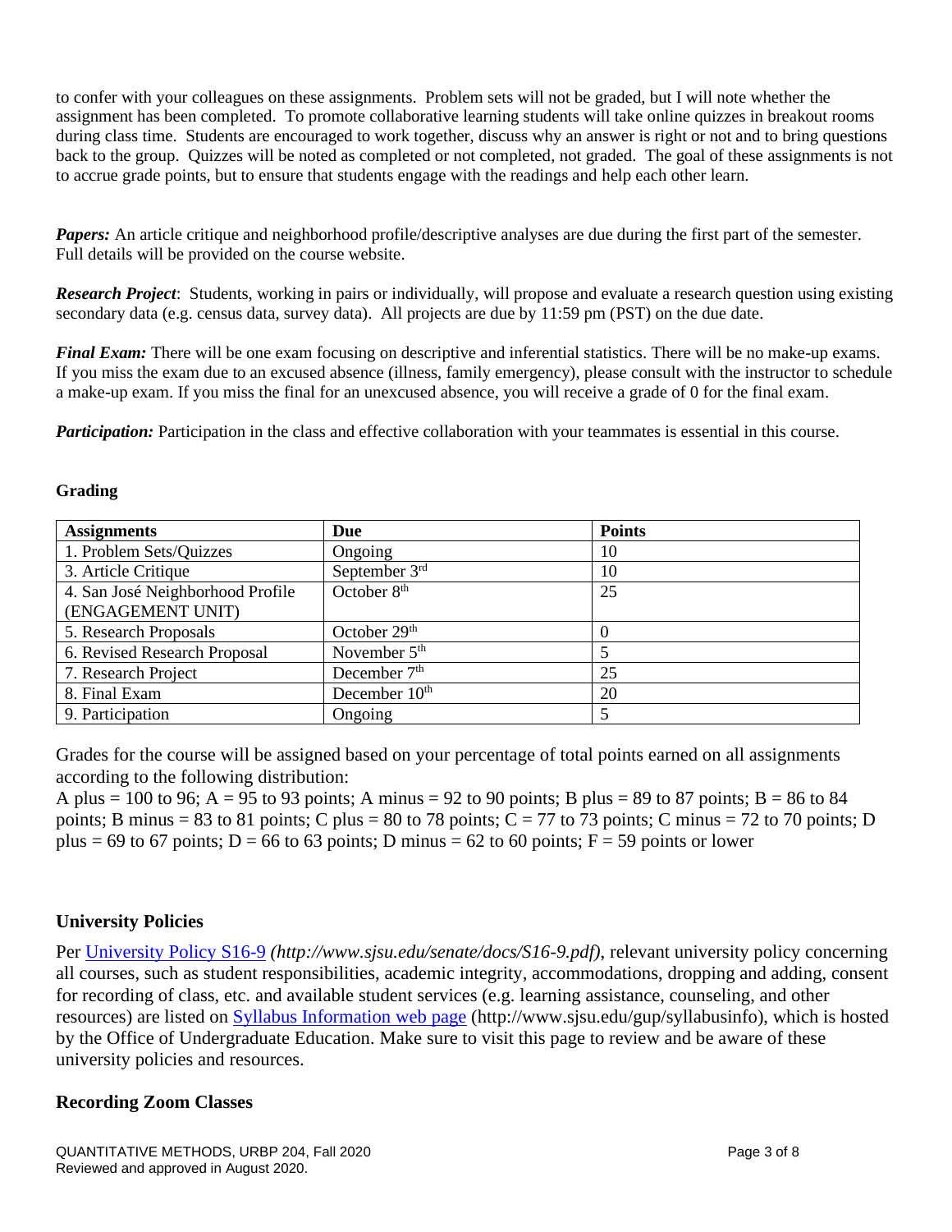to confer with your colleagues on these assignments. Problem sets will not be graded, but I will note whether the assignment has been completed. To promote collaborative learning students will take online quizzes in breakout rooms during class time. Students are encouraged to work together, discuss why an answer is right or not and to bring questions back to the group. Quizzes will be noted as completed or not completed, not graded. The goal of these assignments is not to accrue grade points, but to ensure that students engage with the readings and help each other learn.

***Papers:*** An article critique and neighborhood profile/descriptive analyses are due during the first part of the semester. Full details will be provided on the course website.

***Research Project***: Students, working in pairs or individually, will propose and evaluate a research question using existing secondary data (e.g. census data, survey data). All projects are due by 11:59 pm (PST) on the due date.

***Final Exam:*** There will be one exam focusing on descriptive and inferential statistics. There will be no make-up exams. If you miss the exam due to an excused absence (illness, family emergency), please consult with the instructor to schedule a make-up exam. If you miss the final for an unexcused absence, you will receive a grade of 0 for the final exam.

***Participation:*** Participation in the class and effective collaboration with your teammates is essential in this course.

**Grading**

| **Assignments** | **Due** | **Points** |
|---|---|---|
| 1. Problem Sets/Quizzes | Ongoing | 10 |
| 3. Article Critique | September 3rd | 10 |
| 4. San José Neighborhood Profile (ENGAGEMENT UNIT) | October 8th | 25 |
| 5. Research Proposals | October 29th | 0 |
| 6. Revised Research Proposal | November 5th | 5 |
| 7. Research Project | December 7th | 25 |
| 8. Final Exam | December 10th | 20 |
| 9. Participation | Ongoing | 5 |

Grades for the course will be assigned based on your percentage of total points earned on all assignments according to the following distribution:

A plus = 100 to 96; A = 95 to 93 points; A minus = 92 to 90 points; B plus = 89 to 87 points; B = 86 to 84 points; B minus = 83 to 81 points; C plus = 80 to 78 points; C = 77 to 73 points; C minus = 72 to 70 points; D plus = 69 to 67 points; D = 66 to 63 points; D minus = 62 to 60 points; F = 59 points or lower

## University Policies

Per [University Policy S16-9](http://www.sjsu.edu/senate/docs/S16-9.pdf) *(http://www.sjsu.edu/senate/docs/S16-9.pdf)*, relevant university policy concerning all courses, such as student responsibilities, academic integrity, accommodations, dropping and adding, consent for recording of class, etc. and available student services (e.g. learning assistance, counseling, and other resources) are listed on [Syllabus Information web page](http://www.sjsu.edu/gup/syllabusinfo) (http://www.sjsu.edu/gup/syllabusinfo), which is hosted by the Office of Undergraduate Education. Make sure to visit this page to review and be aware of these university policies and resources.

## Recording Zoom Classes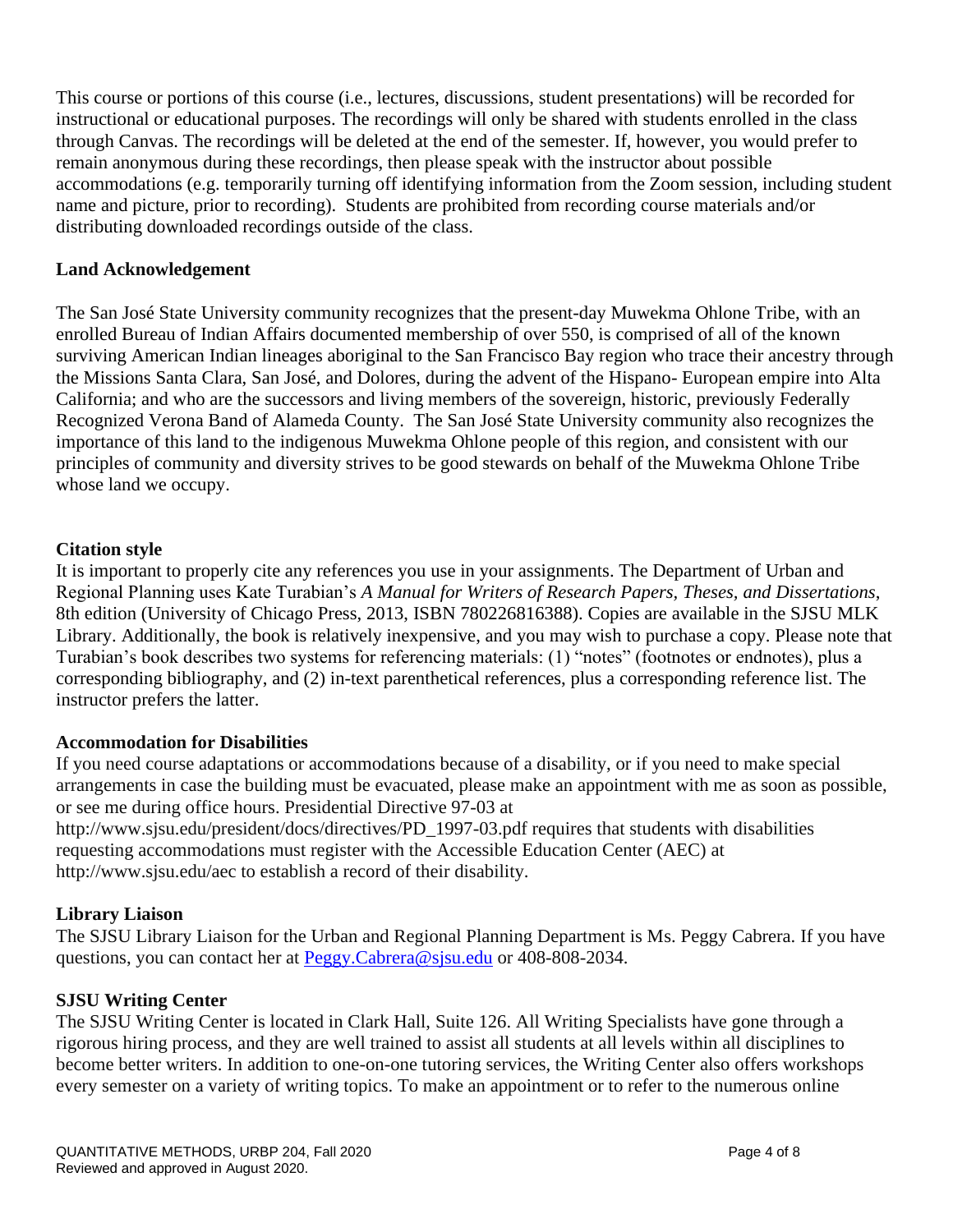This course or portions of this course (i.e., lectures, discussions, student presentations) will be recorded for instructional or educational purposes. The recordings will only be shared with students enrolled in the class through Canvas. The recordings will be deleted at the end of the semester. If, however, you would prefer to remain anonymous during these recordings, then please speak with the instructor about possible accommodations (e.g. temporarily turning off identifying information from the Zoom session, including student name and picture, prior to recording). Students are prohibited from recording course materials and/or distributing downloaded recordings outside of the class.

## Land Acknowledgement

The San José State University community recognizes that the present-day Muwekma Ohlone Tribe, with an enrolled Bureau of Indian Affairs documented membership of over 550, is comprised of all of the known surviving American Indian lineages aboriginal to the San Francisco Bay region who trace their ancestry through the Missions Santa Clara, San José, and Dolores, during the advent of the Hispano- European empire into Alta California; and who are the successors and living members of the sovereign, historic, previously Federally Recognized Verona Band of Alameda County. The San José State University community also recognizes the importance of this land to the indigenous Muwekma Ohlone people of this region, and consistent with our principles of community and diversity strives to be good stewards on behalf of the Muwekma Ohlone Tribe whose land we occupy.

## Citation style

It is important to properly cite any references you use in your assignments. The Department of Urban and Regional Planning uses Kate Turabian's *A Manual for Writers of Research Papers, Theses, and Dissertations*, 8th edition (University of Chicago Press, 2013, ISBN 780226816388). Copies are available in the SJSU MLK Library. Additionally, the book is relatively inexpensive, and you may wish to purchase a copy. Please note that Turabian's book describes two systems for referencing materials: (1) "notes" (footnotes or endnotes), plus a corresponding bibliography, and (2) in-text parenthetical references, plus a corresponding reference list. The instructor prefers the latter.

## Accommodation for Disabilities

If you need course adaptations or accommodations because of a disability, or if you need to make special arrangements in case the building must be evacuated, please make an appointment with me as soon as possible, or see me during office hours. Presidential Directive 97-03 at http://www.sjsu.edu/president/docs/directives/PD_1997-03.pdf requires that students with disabilities requesting accommodations must register with the Accessible Education Center (AEC) at http://www.sjsu.edu/aec to establish a record of their disability.

## Library Liaison

The SJSU Library Liaison for the Urban and Regional Planning Department is Ms. Peggy Cabrera. If you have questions, you can contact her at [Peggy.Cabrera@sjsu.edu](mailto:Peggy.Cabrera@sjsu.edu) or 408-808-2034.

## SJSU Writing Center

The SJSU Writing Center is located in Clark Hall, Suite 126. All Writing Specialists have gone through a rigorous hiring process, and they are well trained to assist all students at all levels within all disciplines to become better writers. In addition to one-on-one tutoring services, the Writing Center also offers workshops every semester on a variety of writing topics. To make an appointment or to refer to the numerous online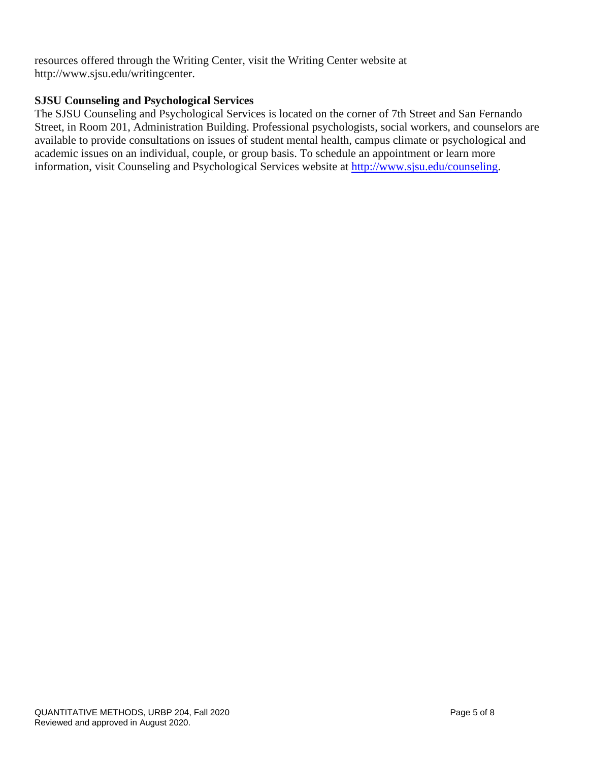resources offered through the Writing Center, visit the Writing Center website at http://www.sjsu.edu/writingcenter.

### SJSU Counseling and Psychological Services

The SJSU Counseling and Psychological Services is located on the corner of 7th Street and San Fernando Street, in Room 201, Administration Building. Professional psychologists, social workers, and counselors are available to provide consultations on issues of student mental health, campus climate or psychological and academic issues on an individual, couple, or group basis. To schedule an appointment or learn more information, visit Counseling and Psychological Services website at [http://www.sjsu.edu/counseling](http://www.sjsu.edu/counseling).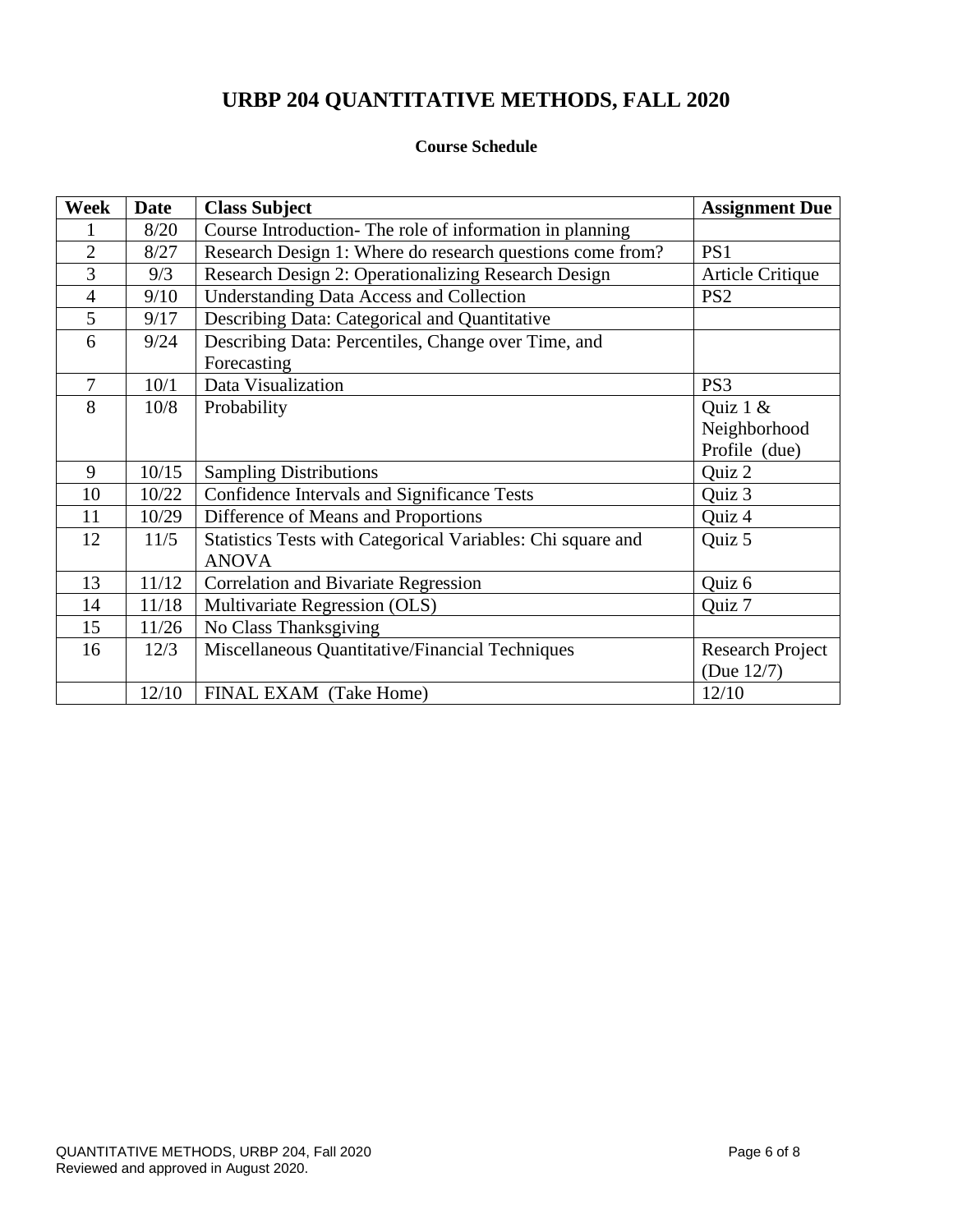# URBP 204 QUANTITATIVE METHODS, FALL 2020

**Course Schedule**

| Week | Date | Class Subject | Assignment Due |
|---|---|---|---|
| 1 | 8/20 | Course Introduction- The role of information in planning | |
| 2 | 8/27 | Research Design 1: Where do research questions come from? | PS1 |
| 3 | 9/3 | Research Design 2: Operationalizing Research Design | Article Critique |
| 4 | 9/10 | Understanding Data Access and Collection | PS2 |
| 5 | 9/17 | Describing Data: Categorical and Quantitative | |
| 6 | 9/24 | Describing Data: Percentiles, Change over Time, and Forecasting | |
| 7 | 10/1 | Data Visualization | PS3 |
| 8 | 10/8 | Probability | Quiz 1 & Neighborhood Profile (due) |
| 9 | 10/15 | Sampling Distributions | Quiz 2 |
| 10 | 10/22 | Confidence Intervals and Significance Tests | Quiz 3 |
| 11 | 10/29 | Difference of Means and Proportions | Quiz 4 |
| 12 | 11/5 | Statistics Tests with Categorical Variables: Chi square and ANOVA | Quiz 5 |
| 13 | 11/12 | Correlation and Bivariate Regression | Quiz 6 |
| 14 | 11/18 | Multivariate Regression (OLS) | Quiz 7 |
| 15 | 11/26 | No Class Thanksgiving | |
| 16 | 12/3 | Miscellaneous Quantitative/Financial Techniques | Research Project (Due 12/7) |
| | 12/10 | FINAL EXAM (Take Home) | 12/10 |

QUANTITATIVE METHODS, URBP 204, Fall 2020
Reviewed and approved in August 2020.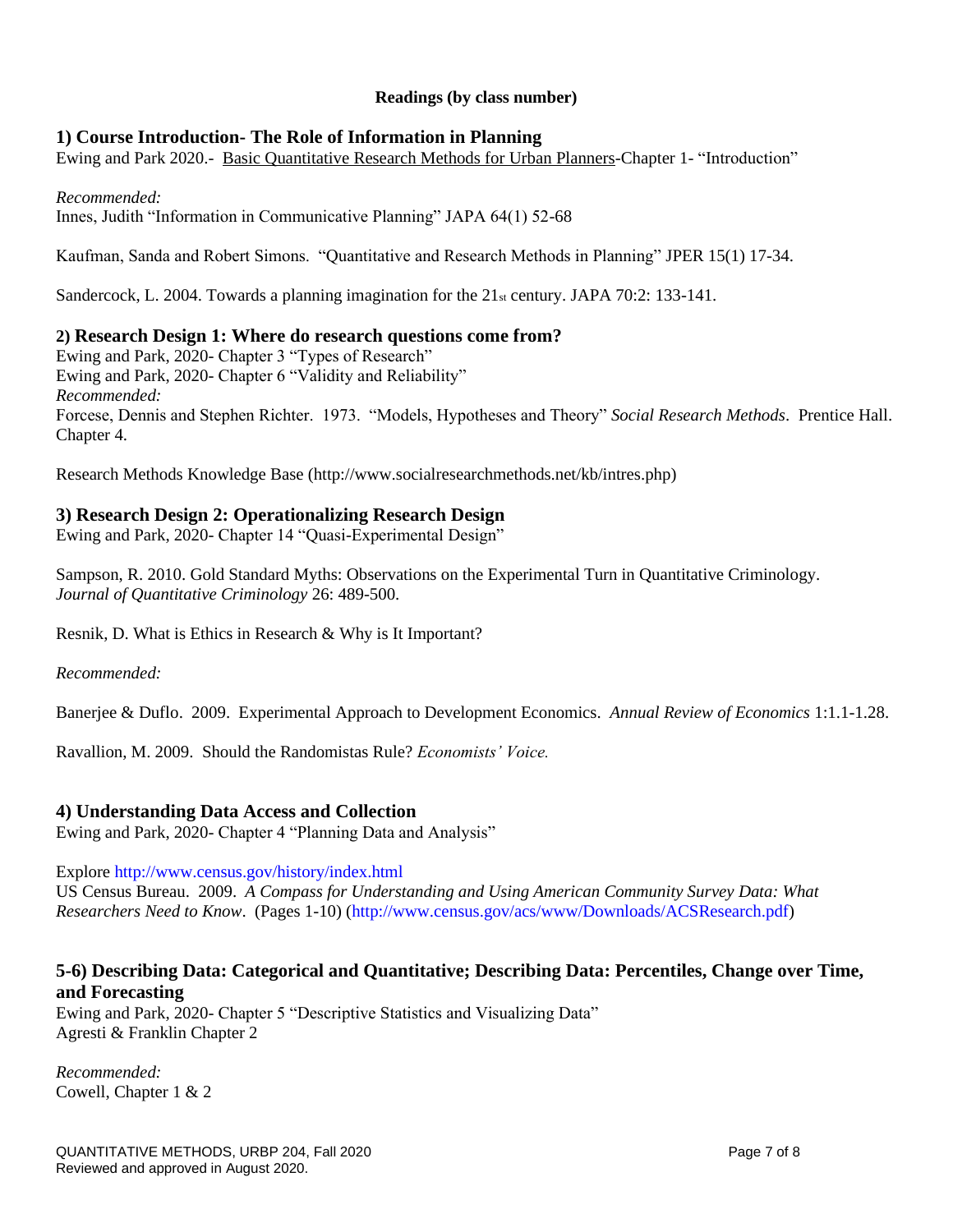**Readings (by class number)**

## 1) Course Introduction- The Role of Information in Planning

Ewing and Park 2020.- Basic Quantitative Research Methods for Urban Planners-Chapter 1- "Introduction"

*Recommended:*
Innes, Judith "Information in Communicative Planning" JAPA 64(1) 52-68

Kaufman, Sanda and Robert Simons. "Quantitative and Research Methods in Planning" JPER 15(1) 17-34.

Sandercock, L. 2004. Towards a planning imagination for the 21st century. JAPA 70:2: 133-141.

## 2) Research Design 1: Where do research questions come from?

Ewing and Park, 2020- Chapter 3 "Types of Research"
Ewing and Park, 2020- Chapter 6 "Validity and Reliability"
*Recommended:*
Forcese, Dennis and Stephen Richter. 1973. "Models, Hypotheses and Theory" *Social Research Methods*. Prentice Hall. Chapter 4.

Research Methods Knowledge Base (http://www.socialresearchmethods.net/kb/intres.php)

## 3) Research Design 2: Operationalizing Research Design

Ewing and Park, 2020- Chapter 14 "Quasi-Experimental Design"

Sampson, R. 2010. Gold Standard Myths: Observations on the Experimental Turn in Quantitative Criminology. *Journal of Quantitative Criminology* 26: 489-500.

Resnik, D. What is Ethics in Research & Why is It Important?

*Recommended:*

Banerjee & Duflo. 2009. Experimental Approach to Development Economics. *Annual Review of Economics* 1:1.1-1.28.

Ravallion, M. 2009. Should the Randomistas Rule? *Economists' Voice.*

## 4) Understanding Data Access and Collection

Ewing and Park, 2020- Chapter 4 "Planning Data and Analysis"

Explore http://www.census.gov/history/index.html
US Census Bureau. 2009. *A Compass for Understanding and Using American Community Survey Data: What Researchers Need to Know*. (Pages 1-10) (http://www.census.gov/acs/www/Downloads/ACSResearch.pdf)

## 5-6) Describing Data: Categorical and Quantitative; Describing Data: Percentiles, Change over Time, and Forecasting

Ewing and Park, 2020- Chapter 5 "Descriptive Statistics and Visualizing Data"
Agresti & Franklin Chapter 2

*Recommended:*
Cowell, Chapter 1 & 2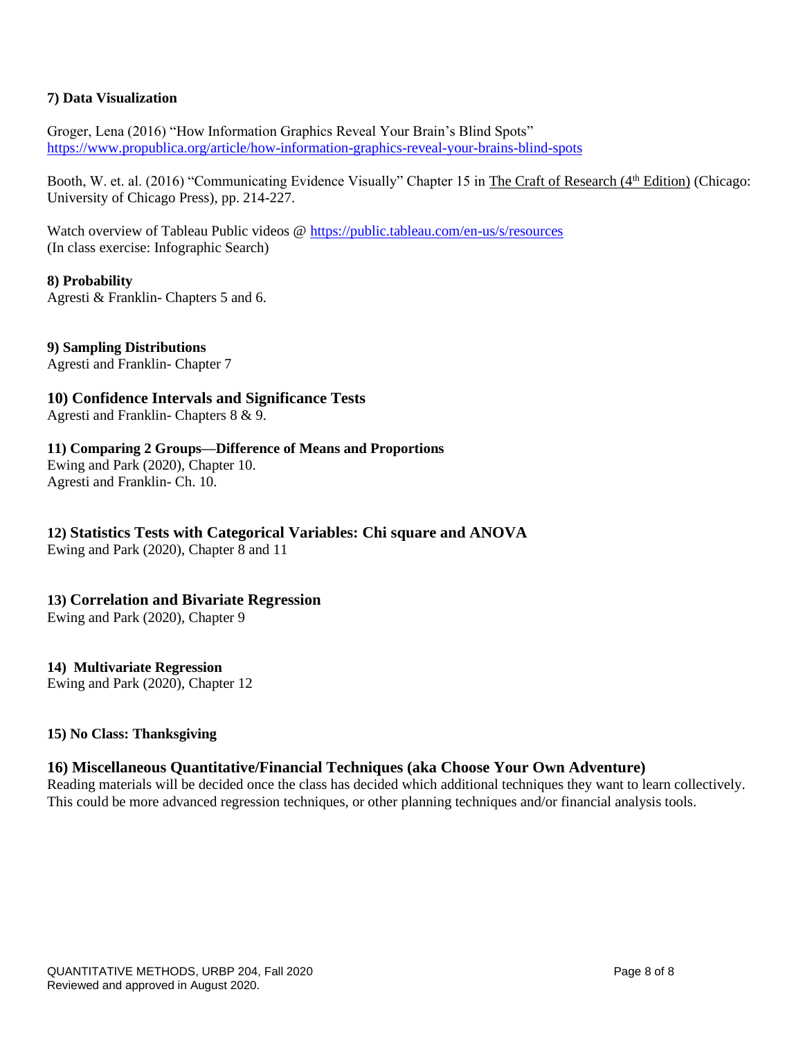**7) Data Visualization**

Groger, Lena (2016) "How Information Graphics Reveal Your Brain's Blind Spots" https://www.propublica.org/article/how-information-graphics-reveal-your-brains-blind-spots

Booth, W. et. al. (2016) "Communicating Evidence Visually" Chapter 15 in The Craft of Research (4th Edition) (Chicago: University of Chicago Press), pp. 214-227.

Watch overview of Tableau Public videos @ https://public.tableau.com/en-us/s/resources
(In class exercise: Infographic Search)

**8) Probability**
Agresti & Franklin- Chapters 5 and 6.

**9) Sampling Distributions**
Agresti and Franklin- Chapter 7

**10) Confidence Intervals and Significance Tests**
Agresti and Franklin- Chapters 8 & 9.

**11) Comparing 2 Groups—Difference of Means and Proportions**
Ewing and Park (2020), Chapter 10.
Agresti and Franklin- Ch. 10.

**12) Statistics Tests with Categorical Variables: Chi square and ANOVA**
Ewing and Park (2020), Chapter 8 and 11

**13) Correlation and Bivariate Regression**
Ewing and Park (2020), Chapter 9

**14) Multivariate Regression**
Ewing and Park (2020), Chapter 12

**15) No Class: Thanksgiving**

**16) Miscellaneous Quantitative/Financial Techniques (aka Choose Your Own Adventure)**
Reading materials will be decided once the class has decided which additional techniques they want to learn collectively. This could be more advanced regression techniques, or other planning techniques and/or financial analysis tools.